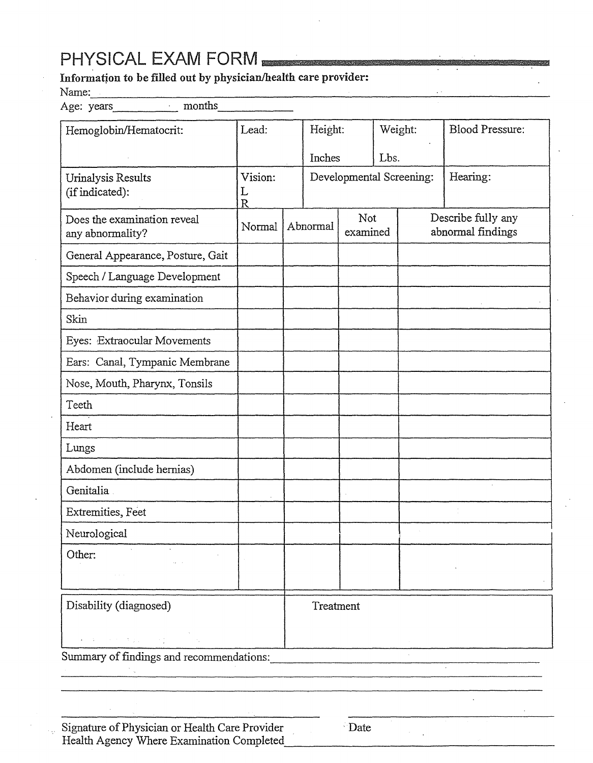# PHYSICAL EXAM FORM

**Information to be filled out by physician/health care provider:**

Name:\_\_\_\_\_\_\_\_\_\_\_\_\_\_\_\_\_\_\_\_\_\_\_\_\_\_\_\_\_\_\_\_\_\_\_\_\_\_\_\_\_\_\_\_\_\_\_\_

Age: years\_\_\_\_\_\_\_\_\_\_ months\_\_\_\_\_\_\_\_\_\_\_\_

| Hemoglobin/Hematocrit: | Lead: | Height: Inches | Weight: Lbs. | Blood Pressure: |
|---|---|---|---|---|
| Urinalysis Results (if indicated): | Vision: L R | Developmental Screening: | | Hearing: |

| Does the examination reveal any abnormality? | Normal | Abnormal | Not examined | Describe fully any abnormal findings |
|---|---|---|---|---|
| General Appearance, Posture, Gait | | | | |
| Speech / Language Development | | | | |
| Behavior during examination | | | | |
| Skin | | | | |
| Eyes: Extraocular Movements | | | | |
| Ears: Canal, Tympanic Membrane | | | | |
| Nose, Mouth, Pharynx, Tonsils | | | | |
| Teeth | | | | |
| Heart | | | | |
| Lungs | | | | |
| Abdomen (include hernias) | | | | |
| Genitalia | | | | |
| Extremities, Feet | | | | |
| Neurological | | | | |
| Other: | | | | |

| Disability (diagnosed) | Treatment |
|---|---|
| | |

Summary of findings and recommendations:\_\_\_\_\_\_\_\_\_\_\_\_\_\_\_\_\_\_\_\_\_\_\_\_\_\_\_\_\_\_\_\_\_\_\_\_\_\_\_\_

\_\_\_\_\_\_\_\_\_\_\_\_\_\_\_\_\_\_\_\_\_\_\_\_\_\_\_\_\_\_\_\_\_\_\_\_\_\_\_\_\_\_\_\_\_\_\_\_\_\_\_\_\_\_\_\_\_\_\_\_\_\_\_\_\_\_\_\_\_\_\_\_\_\_\_

\_\_\_\_\_\_\_\_\_\_\_\_\_\_\_\_\_\_\_\_\_\_\_\_\_\_\_\_\_\_\_\_\_\_\_\_\_\_\_\_\_\_\_\_\_\_\_\_\_\_\_\_\_\_\_\_\_\_\_\_\_\_\_\_\_\_\_\_\_\_\_\_\_\_\_

\_\_\_\_\_\_\_\_\_\_\_\_\_\_\_\_\_\_\_\_\_\_\_\_\_\_\_\_\_\_\_\_\_\_\_\_\_\_\_\_ \_\_\_\_\_\_\_\_\_\_\_\_\_\_\_\_\_\_\_\_\_\_\_\_\_\_\_\_

Signature of Physician or Health Care Provider Date

Health Agency Where Examination Completed\_\_\_\_\_\_\_\_\_\_\_\_\_\_\_\_\_\_\_\_\_\_\_\_\_\_\_\_\_\_\_\_\_\_\_\_\_\_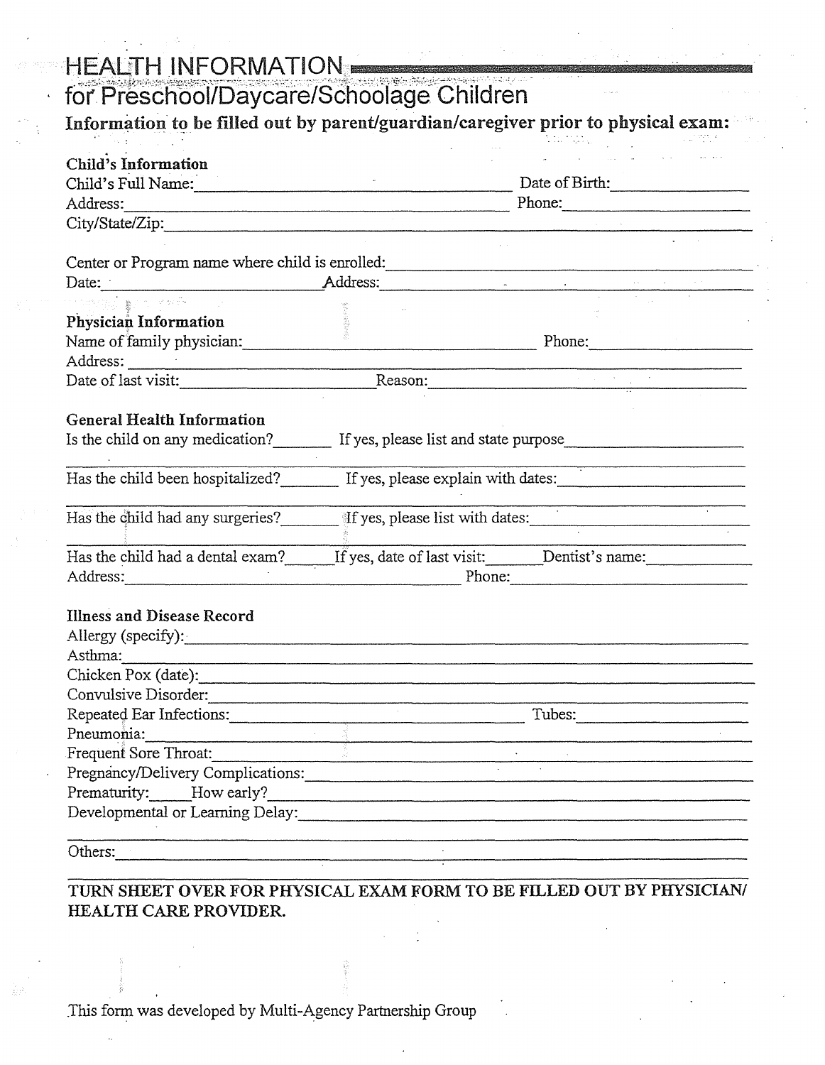# HEALTH INFORMATION

## for Preschool/Daycare/Schoolage Children

**Information to be filled out by parent/guardian/caregiver prior to physical exam:**

**Child's Information**

Child's Full Name: ______________________ Date of Birth: ____________

Address: ______________________ Phone: ____________

City/State/Zip: ______________________

Center or Program name where child is enrolled: ______________________

Date: ____________ Address: ______________________

**Physician Information**

Name of family physician: ______________________ Phone: ____________

Address: ______________________

Date of last visit: ____________ Reason: ______________________

**General Health Information**

Is the child on any medication? ______ If yes, please list and state purpose ______________________

Has the child been hospitalized? ______ If yes, please explain with dates: ______________________

Has the child had any surgeries? ______ If yes, please list with dates: ______________________

Has the child had a dental exam? ______ If yes, date of last visit: ______ Dentist's name: ____________

Address: ______________________ Phone: ____________

**Illness and Disease Record**

Allergy (specify): ______________________

Asthma: ______________________

Chicken Pox (date): ______________________

Convulsive Disorder: ______________________

Repeated Ear Infections: ______________________ Tubes: ____________

Pneumonia: ______________________

Frequent Sore Throat: ______________________

Pregnancy/Delivery Complications: ______________________

Prematurity: ______ How early? ______________________

Developmental or Learning Delay: ______________________

Others: ______________________

**TURN SHEET OVER FOR PHYSICAL EXAM FORM TO BE FILLED OUT BY PHYSICIAN/ HEALTH CARE PROVIDER.**

This form was developed by Multi-Agency Partnership Group